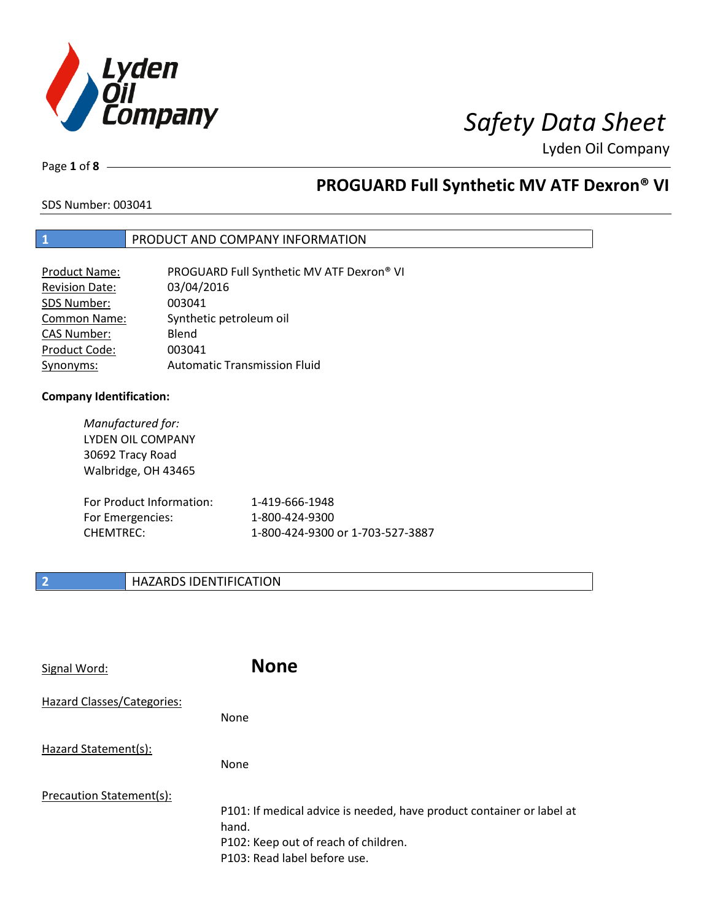# Safety Data Sheet

Lyden Oil Company

## PROGUARD Full Synthetic MV ATF Dexron® VI

SDS Number: 003041

## 1 PRODUCT AND COMPANY INFORMATION

| | |
|---|---|
| Product Name: | PROGUARD Full Synthetic MV ATF Dexron® VI |
| Revision Date: | 03/04/2016 |
| SDS Number: | 003041 |
| Common Name: | Synthetic petroleum oil |
| CAS Number: | Blend |
| Product Code: | 003041 |
| Synonyms: | Automatic Transmission Fluid |

**Company Identification:**

*Manufactured for:*
LYDEN OIL COMPANY
30692 Tracy Road
Walbridge, OH 43465

| | |
|---|---|
| For Product Information: | 1-419-666-1948 |
| For Emergencies: | 1-800-424-9300 |
| CHEMTREC: | 1-800-424-9300 or 1-703-527-3887 |

## 2 HAZARDS IDENTIFICATION

Signal Word: **None**

Hazard Classes/Categories:

None

Hazard Statement(s):

None

Precaution Statement(s):

P101: If medical advice is needed, have product container or label at hand.
P102: Keep out of reach of children.
P103: Read label before use.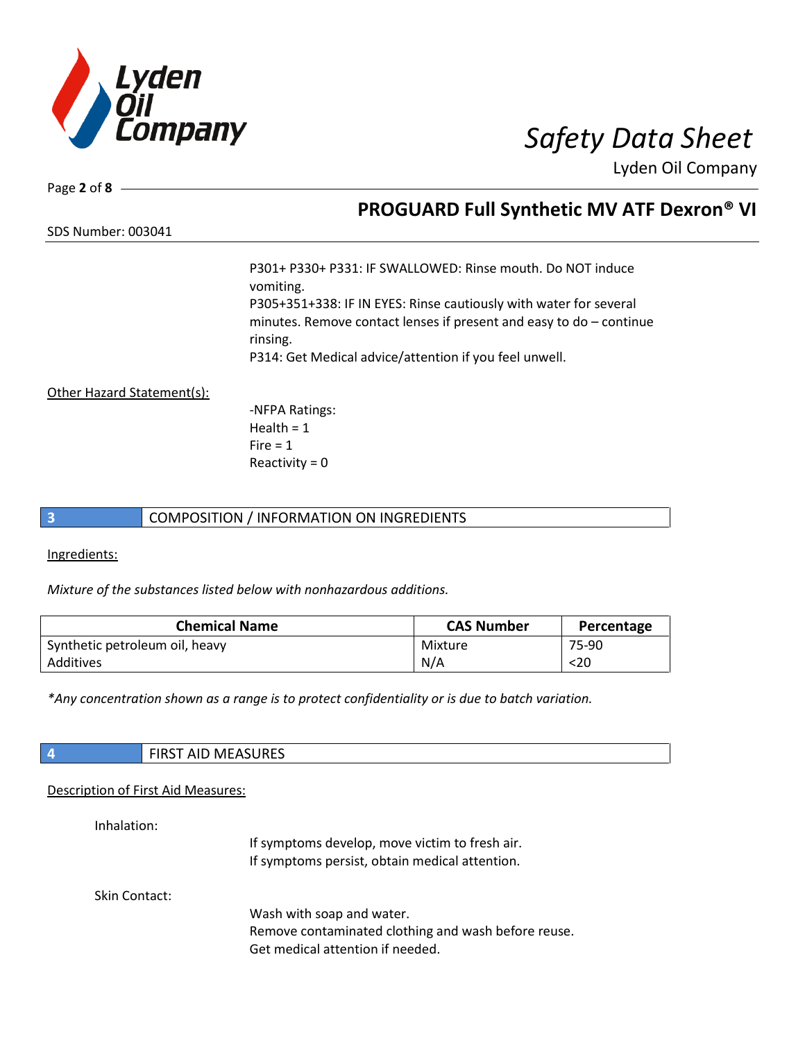P301+ P330+ P331: IF SWALLOWED: Rinse mouth. Do NOT induce vomiting.
P305+351+338: IF IN EYES: Rinse cautiously with water for several minutes. Remove contact lenses if present and easy to do – continue rinsing.
P314: Get Medical advice/attention if you feel unwell.

Other Hazard Statement(s):

-NFPA Ratings:
Health = 1
Fire = 1
Reactivity = 0

## 3 COMPOSITION / INFORMATION ON INGREDIENTS

Ingredients:

*Mixture of the substances listed below with nonhazardous additions.*

| Chemical Name | CAS Number | Percentage |
| --- | --- | --- |
| Synthetic petroleum oil, heavy | Mixture | 75-90 |
| Additives | N/A | <20 |

*\*Any concentration shown as a range is to protect confidentiality or is due to batch variation.*

## 4 FIRST AID MEASURES

Description of First Aid Measures:

Inhalation:

If symptoms develop, move victim to fresh air.
If symptoms persist, obtain medical attention.

Skin Contact:

Wash with soap and water.
Remove contaminated clothing and wash before reuse.
Get medical attention if needed.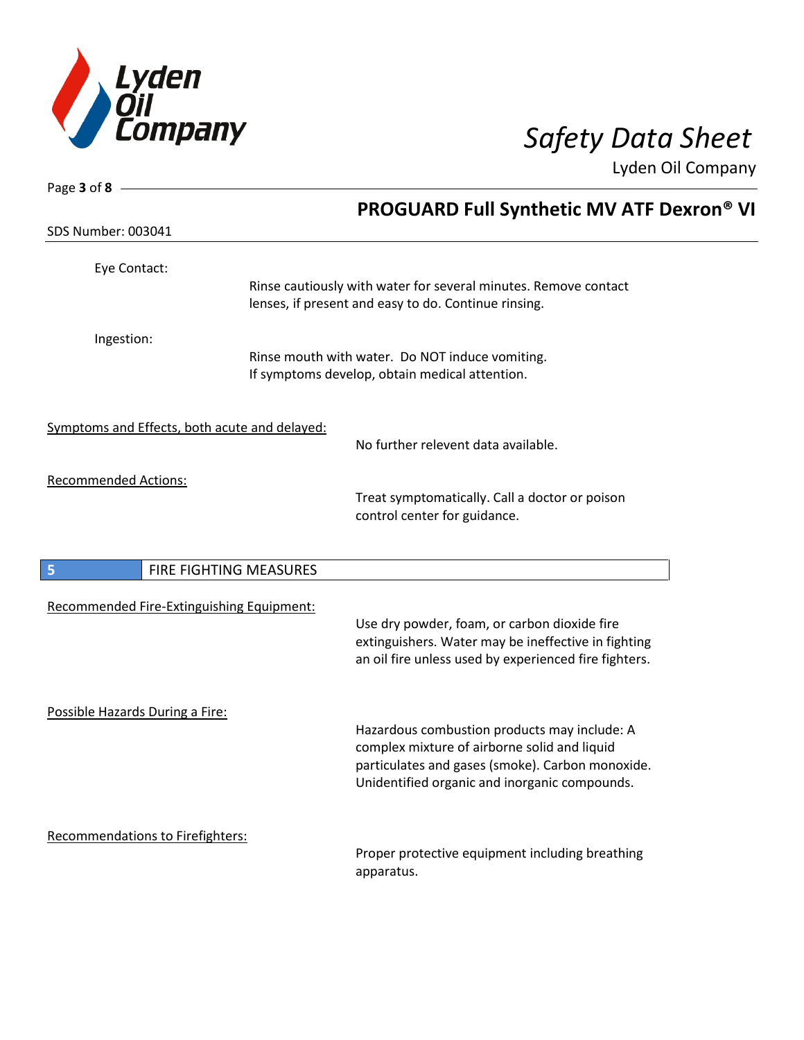Eye Contact:

Rinse cautiously with water for several minutes. Remove contact lenses, if present and easy to do. Continue rinsing.

Ingestion:

Rinse mouth with water. Do NOT induce vomiting. If symptoms develop, obtain medical attention.

Symptoms and Effects, both acute and delayed:

No further relevent data available.

Recommended Actions:

Treat symptomatically. Call a doctor or poison control center for guidance.

## 5 FIRE FIGHTING MEASURES

Recommended Fire-Extinguishing Equipment:

Use dry powder, foam, or carbon dioxide fire extinguishers. Water may be ineffective in fighting an oil fire unless used by experienced fire fighters.

Possible Hazards During a Fire:

Hazardous combustion products may include: A complex mixture of airborne solid and liquid particulates and gases (smoke). Carbon monoxide. Unidentified organic and inorganic compounds.

Recommendations to Firefighters:

Proper protective equipment including breathing apparatus.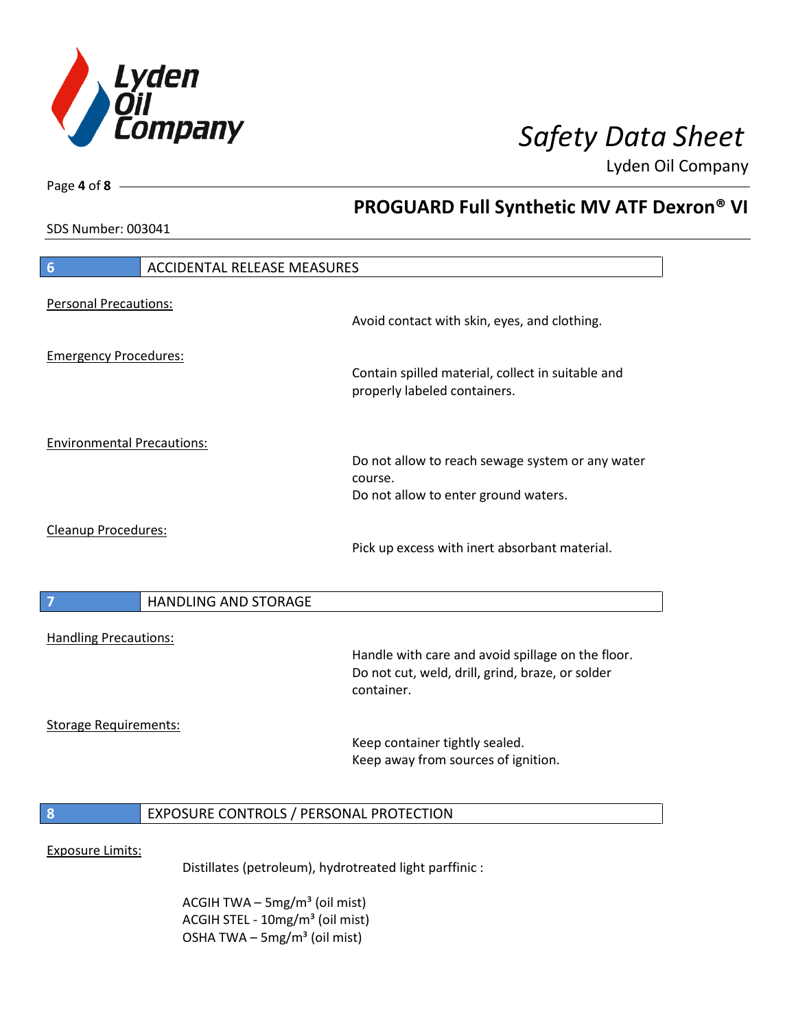## 6 ACCIDENTAL RELEASE MEASURES

Personal Precautions:

Avoid contact with skin, eyes, and clothing.

Emergency Procedures:

Contain spilled material, collect in suitable and properly labeled containers.

Environmental Precautions:

Do not allow to reach sewage system or any water course.
Do not allow to enter ground waters.

Cleanup Procedures:

Pick up excess with inert absorbant material.

## 7 HANDLING AND STORAGE

Handling Precautions:

Handle with care and avoid spillage on the floor.
Do not cut, weld, drill, grind, braze, or solder container.

Storage Requirements:

Keep container tightly sealed.
Keep away from sources of ignition.

## 8 EXPOSURE CONTROLS / PERSONAL PROTECTION

Exposure Limits:

Distillates (petroleum), hydrotreated light parffinic :

ACGIH TWA – 5mg/m³ (oil mist)
ACGIH STEL - 10mg/m³ (oil mist)
OSHA TWA – 5mg/m³ (oil mist)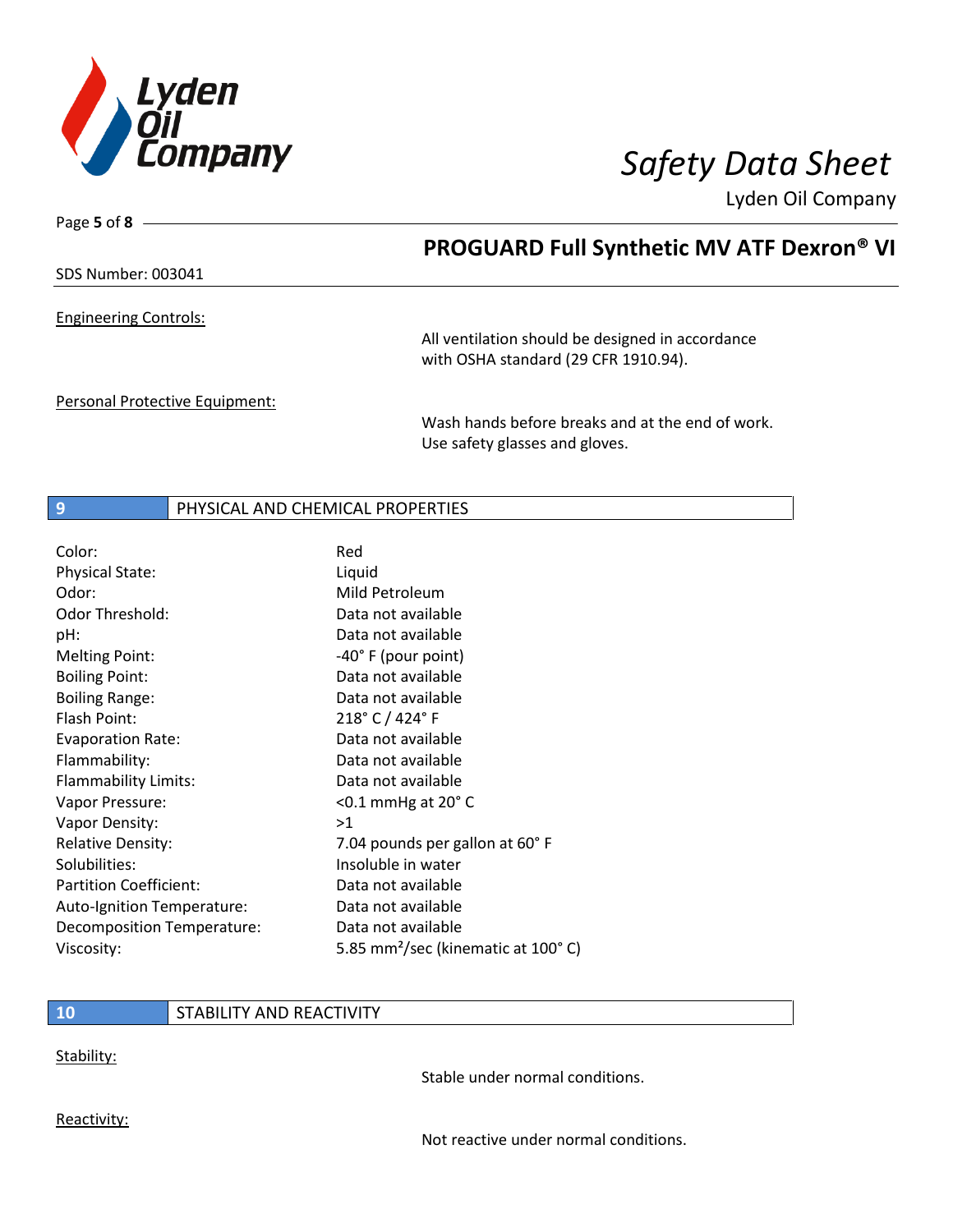## PROGUARD Full Synthetic MV ATF Dexron® VI

SDS Number: 003041

Engineering Controls:

All ventilation should be designed in accordance with OSHA standard (29 CFR 1910.94).

Personal Protective Equipment:

Wash hands before breaks and at the end of work. Use safety glasses and gloves.

## 9 PHYSICAL AND CHEMICAL PROPERTIES

| Property | Value |
|---|---|
| Color: | Red |
| Physical State: | Liquid |
| Odor: | Mild Petroleum |
| Odor Threshold: | Data not available |
| pH: | Data not available |
| Melting Point: | -40° F (pour point) |
| Boiling Point: | Data not available |
| Boiling Range: | Data not available |
| Flash Point: | 218° C / 424° F |
| Evaporation Rate: | Data not available |
| Flammability: | Data not available |
| Flammability Limits: | Data not available |
| Vapor Pressure: | <0.1 mmHg at 20° C |
| Vapor Density: | >1 |
| Relative Density: | 7.04 pounds per gallon at 60° F |
| Solubilities: | Insoluble in water |
| Partition Coefficient: | Data not available |
| Auto-Ignition Temperature: | Data not available |
| Decomposition Temperature: | Data not available |
| Viscosity: | 5.85 $mm^2$/sec (kinematic at 100° C) |

## 10 STABILITY AND REACTIVITY

Stability:

Stable under normal conditions.

Reactivity:

Not reactive under normal conditions.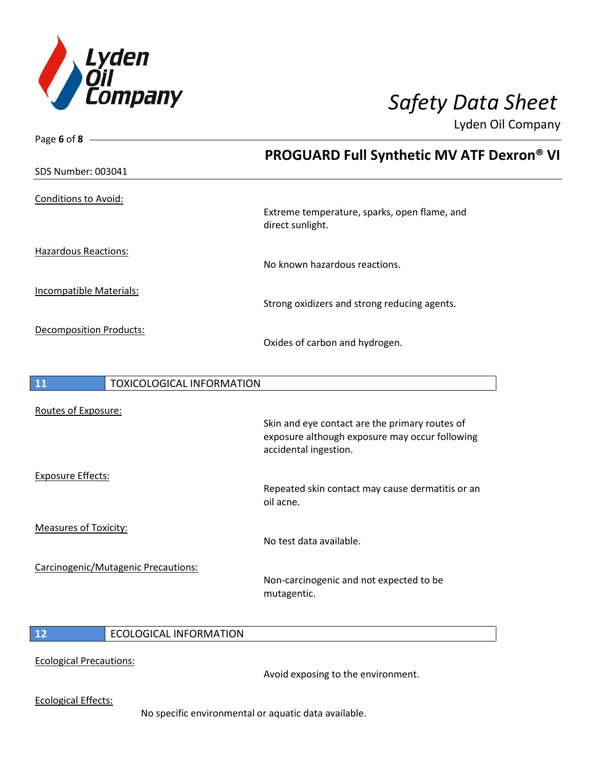Conditions to Avoid:

Extreme temperature, sparks, open flame, and direct sunlight.

Hazardous Reactions:

No known hazardous reactions.

Incompatible Materials:

Strong oxidizers and strong reducing agents.

Decomposition Products:

Oxides of carbon and hydrogen.

## 11 TOXICOLOGICAL INFORMATION

Routes of Exposure:

Skin and eye contact are the primary routes of exposure although exposure may occur following accidental ingestion.

Exposure Effects:

Repeated skin contact may cause dermatitis or an oil acne.

Measures of Toxicity:

No test data available.

Carcinogenic/Mutagenic Precautions:

Non-carcinogenic and not expected to be mutagentic.

## 12 ECOLOGICAL INFORMATION

Ecological Precautions:

Avoid exposing to the environment.

Ecological Effects:

No specific environmental or aquatic data available.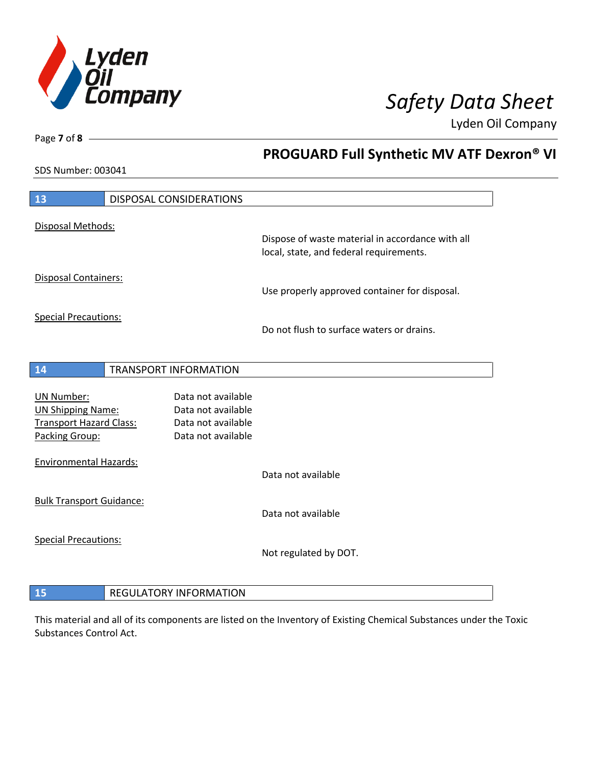## 13 DISPOSAL CONSIDERATIONS

Disposal Methods:

Dispose of waste material in accordance with all local, state, and federal requirements.

Disposal Containers:

Use properly approved container for disposal.

Special Precautions:

Do not flush to surface waters or drains.

## 14 TRANSPORT INFORMATION

| | |
|---|---|
| UN Number: | Data not available |
| UN Shipping Name: | Data not available |
| Transport Hazard Class: | Data not available |
| Packing Group: | Data not available |

Environmental Hazards:

Data not available

Bulk Transport Guidance:

Data not available

Special Precautions:

Not regulated by DOT.

## 15 REGULATORY INFORMATION

This material and all of its components are listed on the Inventory of Existing Chemical Substances under the Toxic Substances Control Act.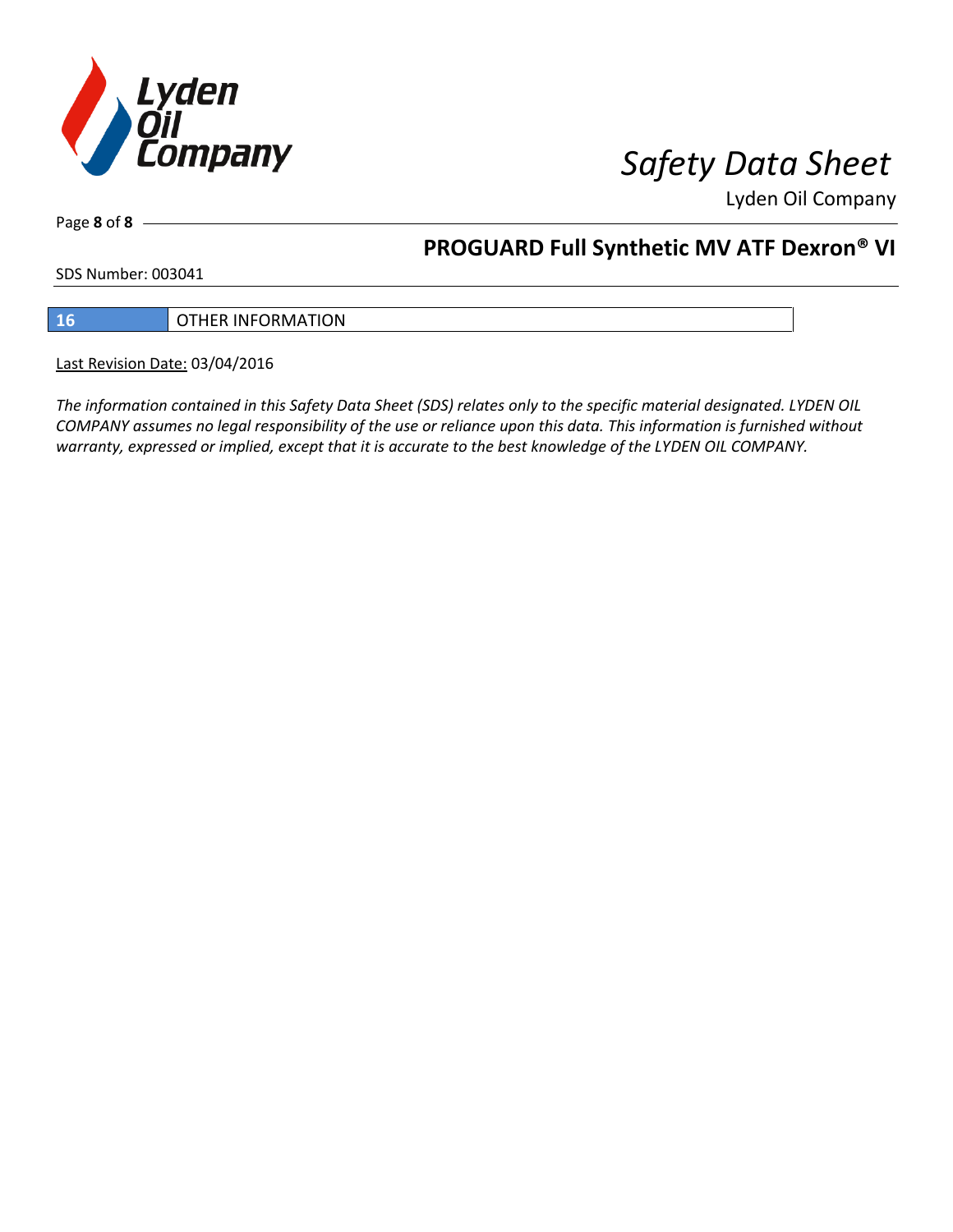## 16 OTHER INFORMATION

Last Revision Date: 03/04/2016

*The information contained in this Safety Data Sheet (SDS) relates only to the specific material designated. LYDEN OIL COMPANY assumes no legal responsibility of the use or reliance upon this data. This information is furnished without warranty, expressed or implied, except that it is accurate to the best knowledge of the LYDEN OIL COMPANY.*